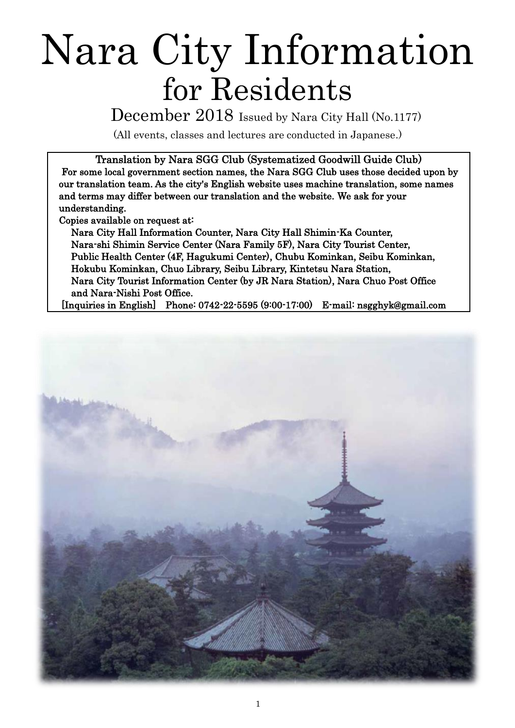# Nara City Information for Residents

December 2018 Issued by Nara City Hall (No.1177)

(All events, classes and lectures are conducted in Japanese.)

**Translation by Nara SGG Club (Systematized Goodwill Guide Club)**

For some local government section names, the Nara SGG Club uses those decided upon by our translation team. As the city's English website uses machine translation, some names and terms may differ between our translation and the website. We ask for your understanding.

Copies available on request at:

Nara City Hall Information Counter, Nara City Hall Shimin-Ka Counter, Nara-shi Shimin Service Center (Nara Family 5F), Nara City Tourist Center, Public Health Center (4F, Hagukumi Center), Chubu Kominkan, Seibu Kominkan, Hokubu Kominkan, Chuo Library, Seibu Library, Kintetsu Nara Station, Nara City Tourist Information Center (by JR Nara Station), Nara Chuo Post Office and Nara-Nishi Post Office.

[Inquiries in English] Phone: 0742-22-5595 (9:00-17:00) E-mail: nsgghyk@gmail.com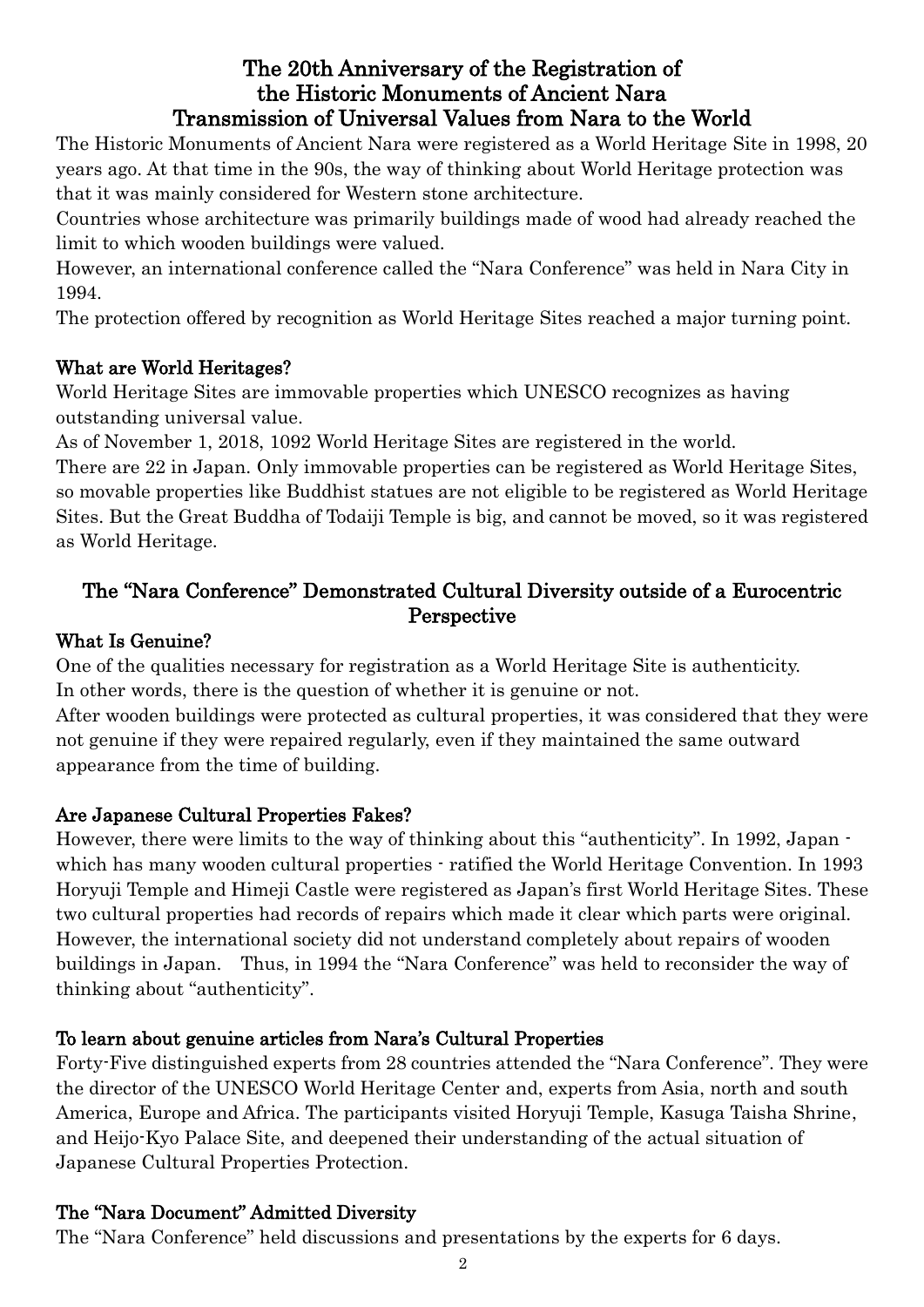# The 20th Anniversary of the Registration of the Historic Monuments of Ancient Nara
# Transmission of Universal Values from Nara to the World

The Historic Monuments of Ancient Nara were registered as a World Heritage Site in 1998, 20 years ago. At that time in the 90s, the way of thinking about World Heritage protection was that it was mainly considered for Western stone architecture.

Countries whose architecture was primarily buildings made of wood had already reached the limit to which wooden buildings were valued.

However, an international conference called the "Nara Conference" was held in Nara City in 1994.

The protection offered by recognition as World Heritage Sites reached a major turning point.

### What are World Heritages?

World Heritage Sites are immovable properties which UNESCO recognizes as having outstanding universal value.

As of November 1, 2018, 1092 World Heritage Sites are registered in the world.

There are 22 in Japan. Only immovable properties can be registered as World Heritage Sites, so movable properties like Buddhist statues are not eligible to be registered as World Heritage Sites. But the Great Buddha of Todaiji Temple is big, and cannot be moved, so it was registered as World Heritage.

## The "Nara Conference" Demonstrated Cultural Diversity outside of a Eurocentric Perspective

### What Is Genuine?

One of the qualities necessary for registration as a World Heritage Site is authenticity.

In other words, there is the question of whether it is genuine or not.

After wooden buildings were protected as cultural properties, it was considered that they were not genuine if they were repaired regularly, even if they maintained the same outward appearance from the time of building.

### Are Japanese Cultural Properties Fakes?

However, there were limits to the way of thinking about this "authenticity". In 1992, Japan - which has many wooden cultural properties - ratified the World Heritage Convention. In 1993 Horyuji Temple and Himeji Castle were registered as Japan's first World Heritage Sites. These two cultural properties had records of repairs which made it clear which parts were original. However, the international society did not understand completely about repairs of wooden buildings in Japan. Thus, in 1994 the "Nara Conference" was held to reconsider the way of thinking about "authenticity".

### To learn about genuine articles from Nara's Cultural Properties

Forty-Five distinguished experts from 28 countries attended the "Nara Conference". They were the director of the UNESCO World Heritage Center and, experts from Asia, north and south America, Europe and Africa. The participants visited Horyuji Temple, Kasuga Taisha Shrine, and Heijo-Kyo Palace Site, and deepened their understanding of the actual situation of Japanese Cultural Properties Protection.

### The "Nara Document" Admitted Diversity

The "Nara Conference" held discussions and presentations by the experts for 6 days.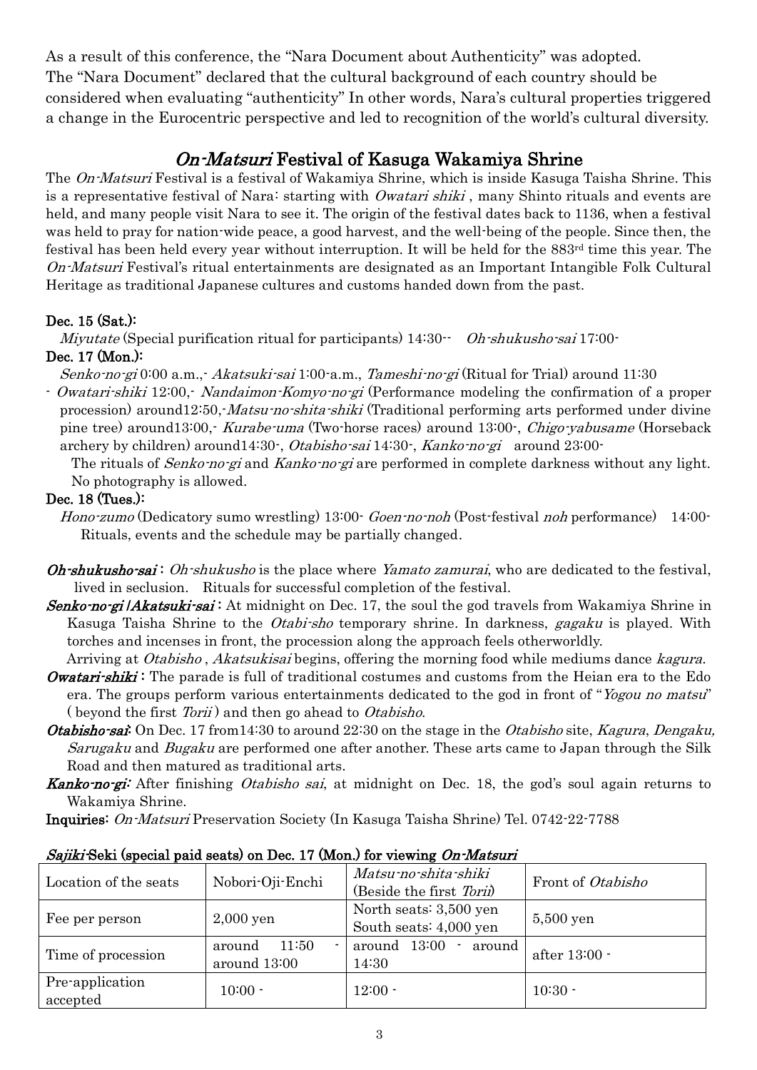As a result of this conference, the "Nara Document about Authenticity" was adopted. The "Nara Document" declared that the cultural background of each country should be considered when evaluating "authenticity" In other words, Nara's cultural properties triggered a change in the Eurocentric perspective and led to recognition of the world's cultural diversity.

## *On-Matsuri* Festival of Kasuga Wakamiya Shrine

The *On-Matsuri* Festival is a festival of Wakamiya Shrine, which is inside Kasuga Taisha Shrine. This is a representative festival of Nara: starting with *Owatari shiki* , many Shinto rituals and events are held, and many people visit Nara to see it. The origin of the festival dates back to 1136, when a festival was held to pray for nation-wide peace, a good harvest, and the well-being of the people. Since then, the festival has been held every year without interruption. It will be held for the 883rd time this year. The *On-Matsuri* Festival's ritual entertainments are designated as an Important Intangible Folk Cultural Heritage as traditional Japanese cultures and customs handed down from the past.

**Dec. 15 (Sat.):**

*Miyutate* (Special purification ritual for participants) 14:30-- *Oh-shukusho-sai* 17:00-

**Dec. 17 (Mon.):**

*Senko-no-gi* 0:00 a.m.,- *Akatsuki-sai* 1:00-a.m., *Tameshi-no-gi* (Ritual for Trial) around 11:30 - *Owatari-shiki* 12:00,- *Nandaimon-Komyo-no-gi* (Performance modeling the confirmation of a proper procession) around12:50,-*Matsu-no-shita-shiki* (Traditional performing arts performed under divine pine tree) around13:00,- *Kurabe-uma* (Two-horse races) around 13:00-, *Chigo-yabusame* (Horseback archery by children) around14:30-, *Otabisho-sai* 14:30-, *Kanko-no-gi* around 23:00-

The rituals of *Senko-no-gi* and *Kanko-no-gi* are performed in complete darkness without any light. No photography is allowed.

**Dec. 18 (Tues.):**

*Hono-zumo* (Dedicatory sumo wrestling) 13:00- *Goen-no-noh* (Post-festival *noh* performance) 14:00-

Rituals, events and the schedule may be partially changed.

***Oh-shukusho-sai*** : *Oh-shukusho* is the place where *Yamato zamurai*, who are dedicated to the festival, lived in seclusion. Rituals for successful completion of the festival.

***Senko-no-gi /Akatsuki-sai*** : At midnight on Dec. 17, the soul the god travels from Wakamiya Shrine in Kasuga Taisha Shrine to the *Otabi-sho* temporary shrine. In darkness, *gagaku* is played. With torches and incenses in front, the procession along the approach feels otherworldly.

Arriving at *Otabisho* , *Akatsukisai* begins, offering the morning food while mediums dance *kagura*.

***Owatari-shiki*** : The parade is full of traditional costumes and customs from the Heian era to the Edo era. The groups perform various entertainments dedicated to the god in front of "*Yogou no matsu*" ( beyond the first *Torii* ) and then go ahead to *Otabisho*.

***Otabisho-sai***: On Dec. 17 from14:30 to around 22:30 on the stage in the *Otabisho* site, *Kagura*, *Dengaku, Sarugaku* and *Bugaku* are performed one after another. These arts came to Japan through the Silk Road and then matured as traditional arts.

***Kanko-no-gi:*** After finishing *Otabisho sai*, at midnight on Dec. 18, the god's soul again returns to Wakamiya Shrine.

**Inquiries**: *On-Matsuri* Preservation Society (In Kasuga Taisha Shrine) Tel. 0742-22-7788

***Sajiki*-Seki (special paid seats) on Dec. 17 (Mon.) for viewing *On-Matsuri***

| Location of the seats | Nobori-Oji-Enchi | *Matsu-no-shita-shiki* (Beside the first *Torii*) | Front of *Otabisho* |
|---|---|---|---|
| Fee per person | 2,000 yen | North seats: 3,500 yen South seats: 4,000 yen | 5,500 yen |
| Time of procession | around 11:50 - around 13:00 | around 13:00 - around 14:30 | after 13:00 - |
| Pre-application accepted | 10:00 - | 12:00 - | 10:30 - |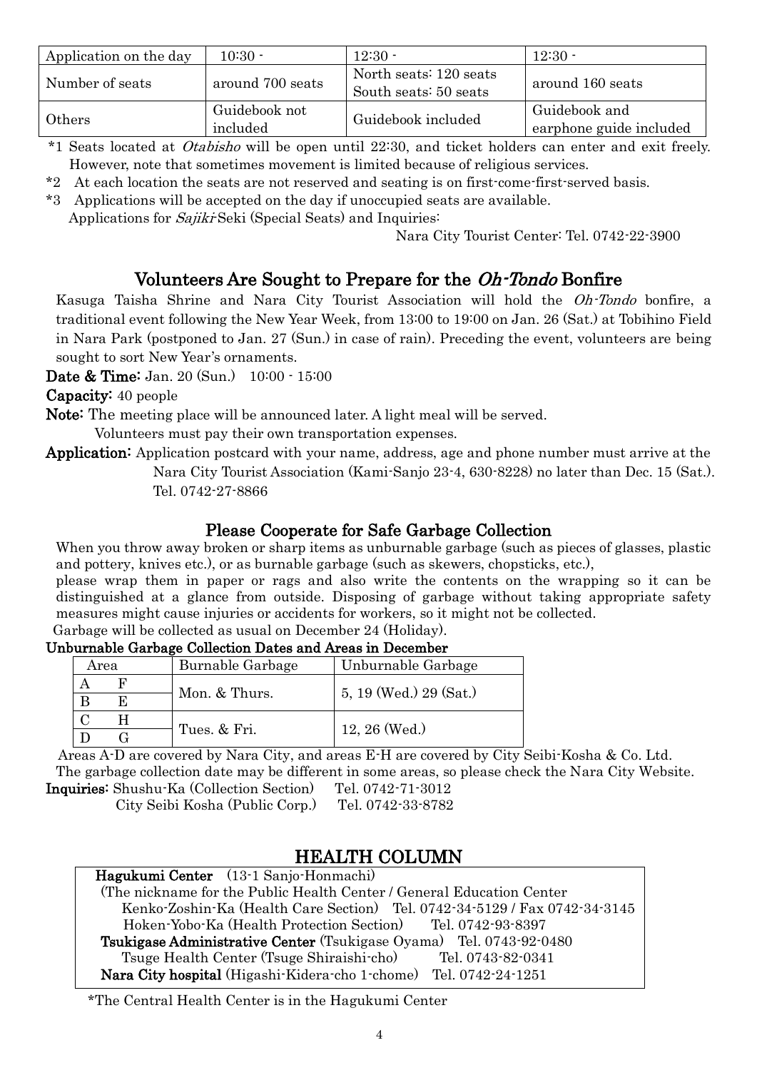| Application on the day | 10:30 - | 12:30 - | 12:30 - |
|---|---|---|---|
| Number of seats | around 700 seats | North seats: 120 seats<br>South seats: 50 seats | around 160 seats |
| Others | Guidebook not included | Guidebook included | Guidebook and earphone guide included |

*1 Seats located at *Otabisho* will be open until 22:30, and ticket holders can enter and exit freely. However, note that sometimes movement is limited because of religious services.

*2 At each location the seats are not reserved and seating is on first-come-first-served basis.

*3 Applications will be accepted on the day if unoccupied seats are available.
Applications for *Sajiki*-Seki (Special Seats) and Inquiries:

Nara City Tourist Center: Tel. 0742-22-3900

## Volunteers Are Sought to Prepare for the *Oh-Tondo* Bonfire

Kasuga Taisha Shrine and Nara City Tourist Association will hold the *Oh-Tondo* bonfire, a traditional event following the New Year Week, from 13:00 to 19:00 on Jan. 26 (Sat.) at Tobihino Field in Nara Park (postponed to Jan. 27 (Sun.) in case of rain). Preceding the event, volunteers are being sought to sort New Year's ornaments.

**Date & Time:** Jan. 20 (Sun.) 10:00 - 15:00

**Capacity:** 40 people

**Note:** The meeting place will be announced later. A light meal will be served.
Volunteers must pay their own transportation expenses.

**Application:** Application postcard with your name, address, age and phone number must arrive at the Nara City Tourist Association (Kami-Sanjo 23-4, 630-8228) no later than Dec. 15 (Sat.). Tel. 0742-27-8866

## Please Cooperate for Safe Garbage Collection

When you throw away broken or sharp items as unburnable garbage (such as pieces of glasses, plastic and pottery, knives etc.), or as burnable garbage (such as skewers, chopsticks, etc.),
please wrap them in paper or rags and also write the contents on the wrapping so it can be distinguished at a glance from outside. Disposing of garbage without taking appropriate safety measures might cause injuries or accidents for workers, so it might not be collected.

Garbage will be collected as usual on December 24 (Holiday).

**Unburnable Garbage Collection Dates and Areas in December**

| Area | | Burnable Garbage | Unburnable Garbage |
|---|---|---|---|
| A | F | Mon. & Thurs. | 5, 19 (Wed.) 29 (Sat.) |
| B | E | | |
| C | H | Tues. & Fri. | 12, 26 (Wed.) |
| D | G | | |

Areas A-D are covered by Nara City, and areas E-H are covered by City Seibi-Kosha & Co. Ltd.

The garbage collection date may be different in some areas, so please check the Nara City Website.

**Inquiries:** Shushu-Ka (Collection Section) Tel. 0742-71-3012
City Seibi Kosha (Public Corp.) Tel. 0742-33-8782

## HEALTH COLUMN

**Hagukumi Center** (13-1 Sanjo-Honmachi)
(The nickname for the Public Health Center / General Education Center
Kenko-Zoshin-Ka (Health Care Section) Tel. 0742-34-5129 / Fax 0742-34-3145
Hoken-Yobo-Ka (Health Protection Section) Tel. 0742-93-8397
**Tsukigase Administrative Center** (Tsukigase Oyama) Tel. 0743-92-0480
Tsuge Health Center (Tsuge Shiraishi-cho) Tel. 0743-82-0341
**Nara City hospital** (Higashi-Kidera-cho 1-chome) Tel. 0742-24-1251

*The Central Health Center is in the Hagukumi Center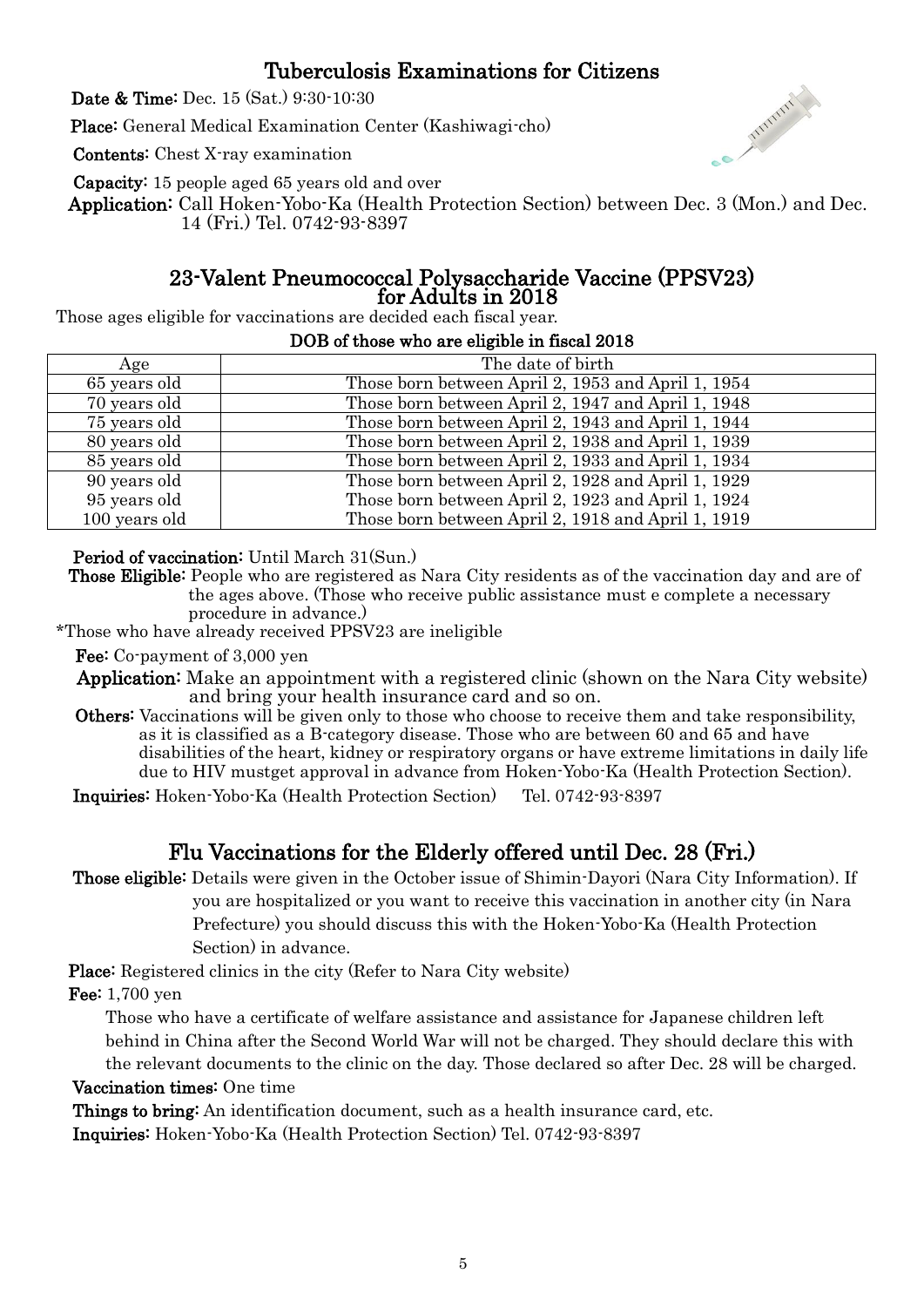## Tuberculosis Examinations for Citizens

**Date & Time:** Dec. 15 (Sat.) 9:30-10:30

**Place:** General Medical Examination Center (Kashiwagi-cho)

**Contents:** Chest X-ray examination

**Capacity:** 15 people aged 65 years old and over

**Application:** Call Hoken-Yobo-Ka (Health Protection Section) between Dec. 3 (Mon.) and Dec. 14 (Fri.) Tel. 0742-93-8397

## 23-Valent Pneumococcal Polysaccharide Vaccine (PPSV23) for Adults in 2018

Those ages eligible for vaccinations are decided each fiscal year.

**DOB of those who are eligible in fiscal 2018**

| Age | The date of birth |
|---|---|
| 65 years old | Those born between April 2, 1953 and April 1, 1954 |
| 70 years old | Those born between April 2, 1947 and April 1, 1948 |
| 75 years old | Those born between April 2, 1943 and April 1, 1944 |
| 80 years old | Those born between April 2, 1938 and April 1, 1939 |
| 85 years old | Those born between April 2, 1933 and April 1, 1934 |
| 90 years old | Those born between April 2, 1928 and April 1, 1929 |
| 95 years old | Those born between April 2, 1923 and April 1, 1924 |
| 100 years old | Those born between April 2, 1918 and April 1, 1919 |

**Period of vaccination:** Until March 31(Sun.)

**Those Eligible:** People who are registered as Nara City residents as of the vaccination day and are of the ages above. (Those who receive public assistance must e complete a necessary procedure in advance.)

*Those who have already received PPSV23 are ineligible

**Fee:** Co-payment of 3,000 yen

**Application:** Make an appointment with a registered clinic (shown on the Nara City website) and bring your health insurance card and so on.

**Others:** Vaccinations will be given only to those who choose to receive them and take responsibility, as it is classified as a B-category disease. Those who are between 60 and 65 and have disabilities of the heart, kidney or respiratory organs or have extreme limitations in daily life due to HIV mustget approval in advance from Hoken-Yobo-Ka (Health Protection Section).

**Inquiries:** Hoken-Yobo-Ka (Health Protection Section) Tel. 0742-93-8397

## Flu Vaccinations for the Elderly offered until Dec. 28 (Fri.)

**Those eligible:** Details were given in the October issue of Shimin-Dayori (Nara City Information). If you are hospitalized or you want to receive this vaccination in another city (in Nara Prefecture) you should discuss this with the Hoken-Yobo-Ka (Health Protection Section) in advance.

**Place:** Registered clinics in the city (Refer to Nara City website)

**Fee:** 1,700 yen

Those who have a certificate of welfare assistance and assistance for Japanese children left behind in China after the Second World War will not be charged. They should declare this with the relevant documents to the clinic on the day. Those declared so after Dec. 28 will be charged.

**Vaccination times:** One time

**Things to bring:** An identification document, such as a health insurance card, etc.

**Inquiries:** Hoken-Yobo-Ka (Health Protection Section) Tel. 0742-93-8397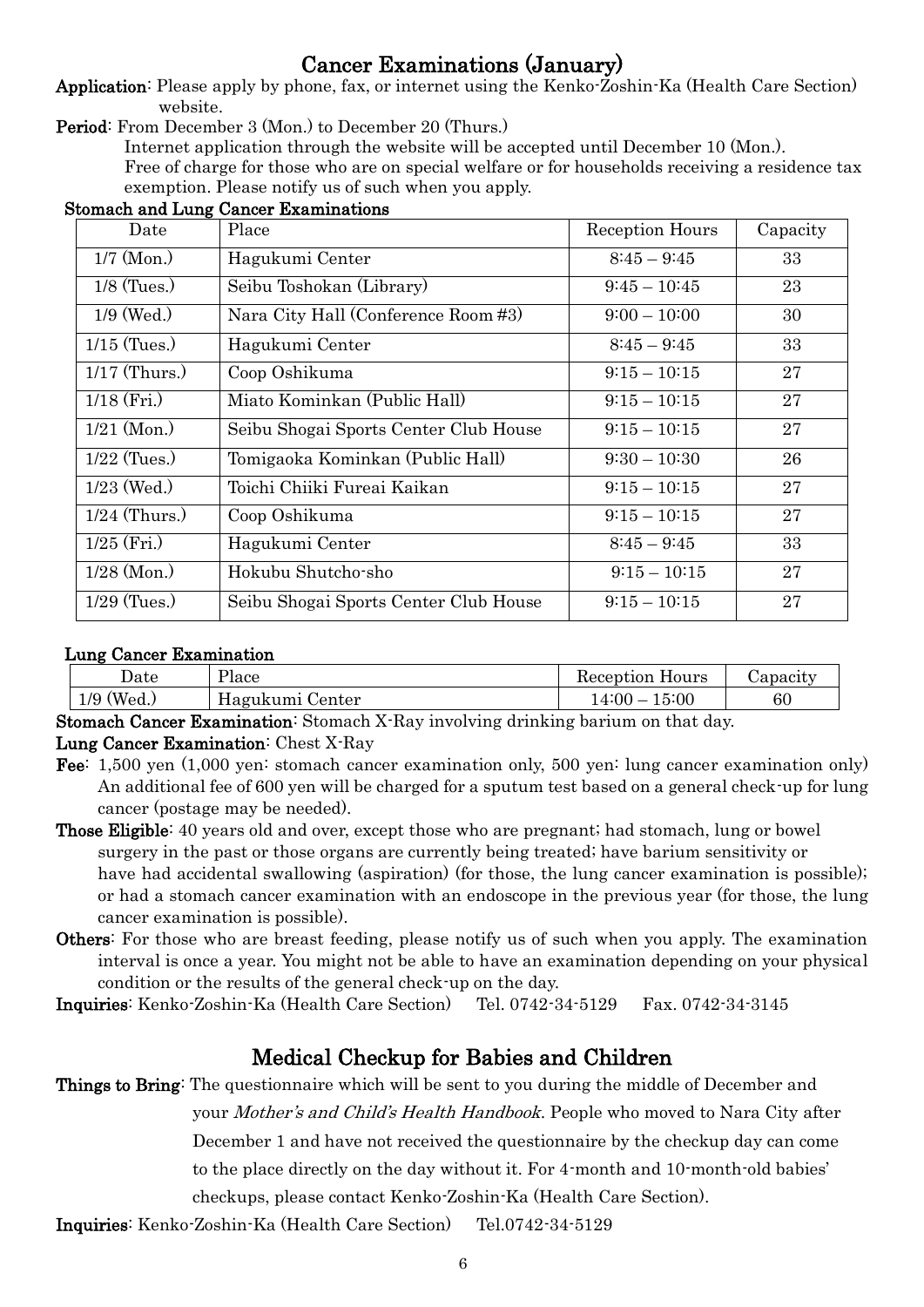## Cancer Examinations (January)

**Application**: Please apply by phone, fax, or internet using the Kenko-Zoshin-Ka (Health Care Section) website.

**Period**: From December 3 (Mon.) to December 20 (Thurs.)
Internet application through the website will be accepted until December 10 (Mon.).
Free of charge for those who are on special welfare or for households receiving a residence tax exemption. Please notify us of such when you apply.

**Stomach and Lung Cancer Examinations**

| Date | Place | Reception Hours | Capacity |
|---|---|---|---|
| 1/7 (Mon.) | Hagukumi Center | 8:45 – 9:45 | 33 |
| 1/8 (Tues.) | Seibu Toshokan (Library) | 9:45 – 10:45 | 23 |
| 1/9 (Wed.) | Nara City Hall (Conference Room #3) | 9:00 – 10:00 | 30 |
| 1/15 (Tues.) | Hagukumi Center | 8:45 – 9:45 | 33 |
| 1/17 (Thurs.) | Coop Oshikuma | 9:15 – 10:15 | 27 |
| 1/18 (Fri.) | Miato Kominkan (Public Hall) | 9:15 – 10:15 | 27 |
| 1/21 (Mon.) | Seibu Shogai Sports Center Club House | 9:15 – 10:15 | 27 |
| 1/22 (Tues.) | Tomigaoka Kominkan (Public Hall) | 9:30 – 10:30 | 26 |
| 1/23 (Wed.) | Toichi Chiiki Fureai Kaikan | 9:15 – 10:15 | 27 |
| 1/24 (Thurs.) | Coop Oshikuma | 9:15 – 10:15 | 27 |
| 1/25 (Fri.) | Hagukumi Center | 8:45 – 9:45 | 33 |
| 1/28 (Mon.) | Hokubu Shutcho-sho | 9:15 – 10:15 | 27 |
| 1/29 (Tues.) | Seibu Shogai Sports Center Club House | 9:15 – 10:15 | 27 |

**Lung Cancer Examination**

| Date | Place | Reception Hours | Capacity |
|---|---|---|---|
| 1/9 (Wed.) | Hagukumi Center | 14:00 – 15:00 | 60 |

**Stomach Cancer Examination**: Stomach X-Ray involving drinking barium on that day.

**Lung Cancer Examination**: Chest X-Ray

**Fee**: 1,500 yen (1,000 yen: stomach cancer examination only, 500 yen: lung cancer examination only) An additional fee of 600 yen will be charged for a sputum test based on a general check-up for lung cancer (postage may be needed).

**Those Eligible**: 40 years old and over, except those who are pregnant; had stomach, lung or bowel surgery in the past or those organs are currently being treated; have barium sensitivity or have had accidental swallowing (aspiration) (for those, the lung cancer examination is possible); or had a stomach cancer examination with an endoscope in the previous year (for those, the lung cancer examination is possible).

**Others**: For those who are breast feeding, please notify us of such when you apply. The examination interval is once a year. You might not be able to have an examination depending on your physical condition or the results of the general check-up on the day.

**Inquiries**: Kenko-Zoshin-Ka (Health Care Section) Tel. 0742-34-5129 Fax. 0742-34-3145

## Medical Checkup for Babies and Children

**Things to Bring**: The questionnaire which will be sent to you during the middle of December and your *Mother's and Child's Health Handbook*. People who moved to Nara City after December 1 and have not received the questionnaire by the checkup day can come to the place directly on the day without it. For 4-month and 10-month-old babies' checkups, please contact Kenko-Zoshin-Ka (Health Care Section).

**Inquiries**: Kenko-Zoshin-Ka (Health Care Section) Tel.0742-34-5129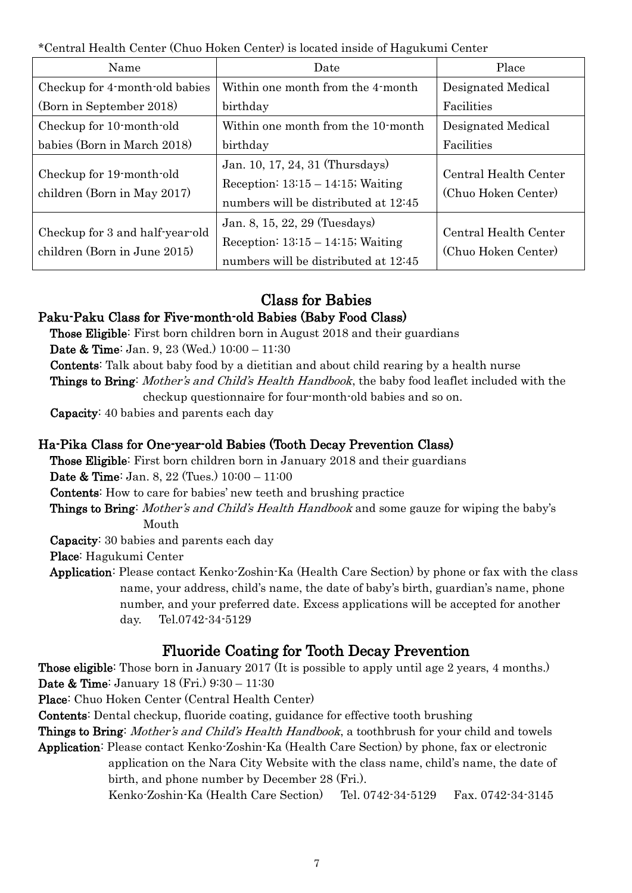*Central Health Center (Chuo Hoken Center) is located inside of Hagukumi Center

| Name | Date | Place |
| --- | --- | --- |
| Checkup for 4-month-old babies (Born in September 2018) | Within one month from the 4-month birthday | Designated Medical Facilities |
| Checkup for 10-month-old babies (Born in March 2018) | Within one month from the 10-month birthday | Designated Medical Facilities |
| Checkup for 19-month-old children (Born in May 2017) | Jan. 10, 17, 24, 31 (Thursdays) Reception: 13:15 – 14:15; Waiting numbers will be distributed at 12:45 | Central Health Center (Chuo Hoken Center) |
| Checkup for 3 and half-year-old children (Born in June 2015) | Jan. 8, 15, 22, 29 (Tuesdays) Reception: 13:15 – 14:15; Waiting numbers will be distributed at 12:45 | Central Health Center (Chuo Hoken Center) |

## Class for Babies

### Paku-Paku Class for Five-month-old Babies (Baby Food Class)

**Those Eligible**: First born children born in August 2018 and their guardians

**Date & Time**: Jan. 9, 23 (Wed.) 10:00 – 11:30

**Contents**: Talk about baby food by a dietitian and about child rearing by a health nurse

**Things to Bring**: *Mother's and Child's Health Handbook*, the baby food leaflet included with the checkup questionnaire for four-month-old babies and so on.

**Capacity**: 40 babies and parents each day

### Ha-Pika Class for One-year-old Babies (Tooth Decay Prevention Class)

**Those Eligible**: First born children born in January 2018 and their guardians

**Date & Time**: Jan. 8, 22 (Tues.) 10:00 – 11:00

**Contents**: How to care for babies' new teeth and brushing practice

**Things to Bring**: *Mother's and Child's Health Handbook* and some gauze for wiping the baby's Mouth

**Capacity**: 30 babies and parents each day

**Place**: Hagukumi Center

**Application**: Please contact Kenko-Zoshin-Ka (Health Care Section) by phone or fax with the class name, your address, child's name, the date of baby's birth, guardian's name, phone number, and your preferred date. Excess applications will be accepted for another day. Tel.0742-34-5129

## Fluoride Coating for Tooth Decay Prevention

**Those eligible**: Those born in January 2017 (It is possible to apply until age 2 years, 4 months.)

**Date & Time**: January 18 (Fri.) 9:30 – 11:30

**Place**: Chuo Hoken Center (Central Health Center)

**Contents**: Dental checkup, fluoride coating, guidance for effective tooth brushing

**Things to Bring**: *Mother's and Child's Health Handbook*, a toothbrush for your child and towels

**Application**: Please contact Kenko-Zoshin-Ka (Health Care Section) by phone, fax or electronic application on the Nara City Website with the class name, child's name, the date of birth, and phone number by December 28 (Fri.).

Kenko-Zoshin-Ka (Health Care Section) Tel. 0742-34-5129 Fax. 0742-34-3145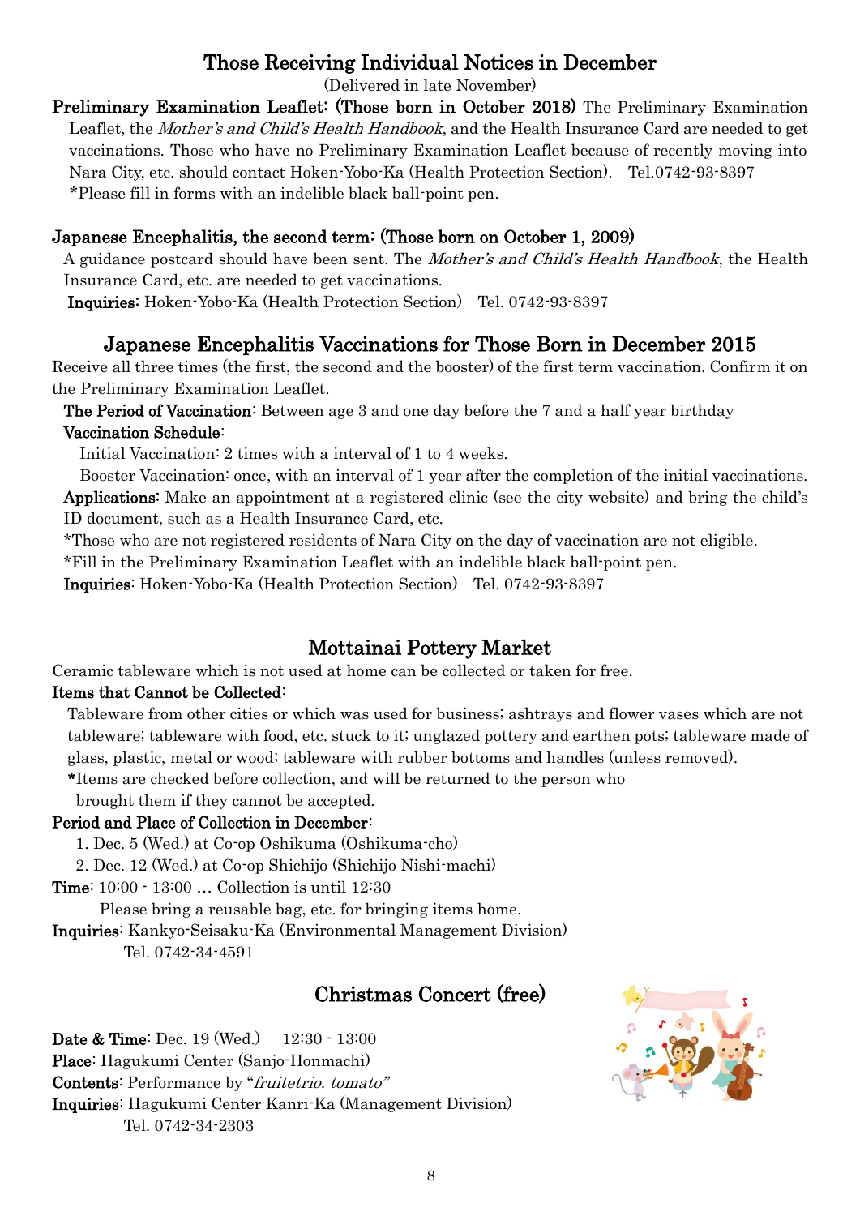## Those Receiving Individual Notices in December

(Delivered in late November)

**Preliminary Examination Leaflet: (Those born in October 2018)** The Preliminary Examination Leaflet, the *Mother's and Child's Health Handbook*, and the Health Insurance Card are needed to get vaccinations. Those who have no Preliminary Examination Leaflet because of recently moving into Nara City, etc. should contact Hoken-Yobo-Ka (Health Protection Section). Tel.0742-93-8397

*Please fill in forms with an indelible black ball-point pen.

**Japanese Encephalitis, the second term: (Those born on October 1, 2009)**

A guidance postcard should have been sent. The *Mother's and Child's Health Handbook*, the Health Insurance Card, etc. are needed to get vaccinations.

**Inquiries:** Hoken-Yobo-Ka (Health Protection Section) Tel. 0742-93-8397

## Japanese Encephalitis Vaccinations for Those Born in December 2015

Receive all three times (the first, the second and the booster) of the first term vaccination. Confirm it on the Preliminary Examination Leaflet.

**The Period of Vaccination**: Between age 3 and one day before the 7 and a half year birthday

**Vaccination Schedule**:

Initial Vaccination: 2 times with a interval of 1 to 4 weeks.

Booster Vaccination: once, with an interval of 1 year after the completion of the initial vaccinations.

**Applications:** Make an appointment at a registered clinic (see the city website) and bring the child's ID document, such as a Health Insurance Card, etc.

*Those who are not registered residents of Nara City on the day of vaccination are not eligible.

*Fill in the Preliminary Examination Leaflet with an indelible black ball-point pen.

**Inquiries**: Hoken-Yobo-Ka (Health Protection Section) Tel. 0742-93-8397

## Mottainai Pottery Market

Ceramic tableware which is not used at home can be collected or taken for free.

**Items that Cannot be Collected**:

Tableware from other cities or which was used for business; ashtrays and flower vases which are not tableware; tableware with food, etc. stuck to it; unglazed pottery and earthen pots; tableware made of glass, plastic, metal or wood; tableware with rubber bottoms and handles (unless removed).

*Items are checked before collection, and will be returned to the person who brought them if they cannot be accepted.

**Period and Place of Collection in December**:

1. Dec. 5 (Wed.) at Co-op Oshikuma (Oshikuma-cho)
2. Dec. 12 (Wed.) at Co-op Shichijo (Shichijo Nishi-machi)

**Time**: 10:00 - 13:00 … Collection is until 12:30

Please bring a reusable bag, etc. for bringing items home.

**Inquiries**: Kankyo-Seisaku-Ka (Environmental Management Division) Tel. 0742-34-4591

## Christmas Concert (free)

**Date & Time**: Dec. 19 (Wed.) 12:30 - 13:00

**Place**: Hagukumi Center (Sanjo-Honmachi)

**Contents**: Performance by "*fruitetrio. tomato*"

**Inquiries**: Hagukumi Center Kanri-Ka (Management Division) Tel. 0742-34-2303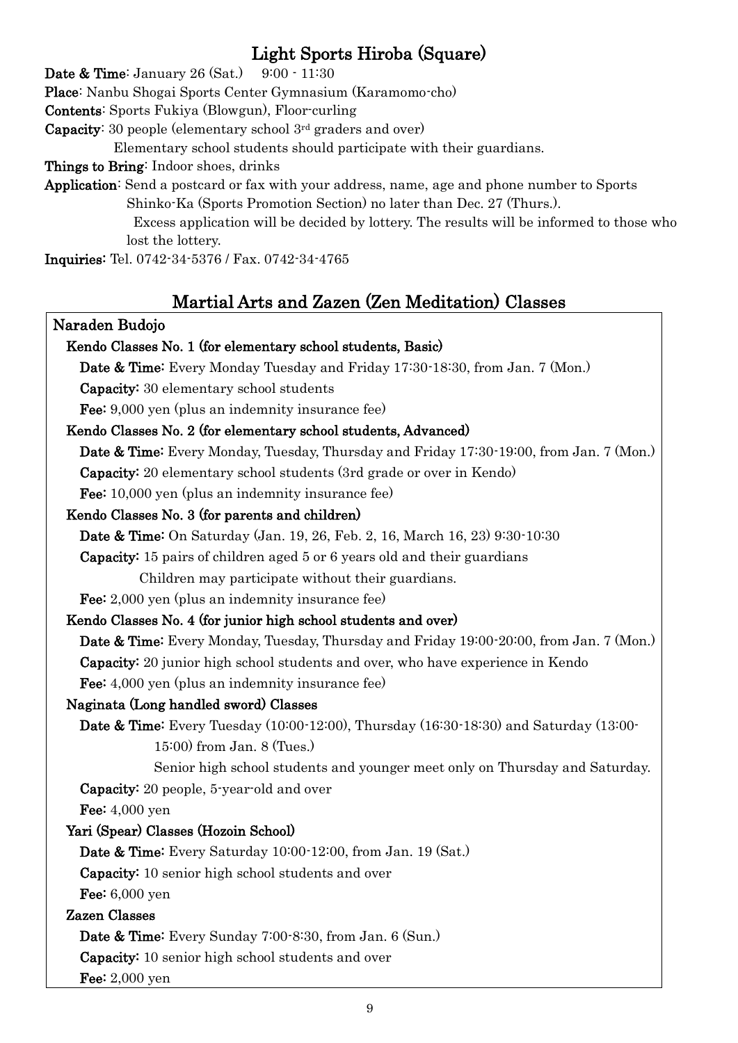## Light Sports Hiroba (Square)

**Date & Time**: January 26 (Sat.) 9:00 - 11:30

**Place**: Nanbu Shogai Sports Center Gymnasium (Karamomo-cho)

**Contents**: Sports Fukiya (Blowgun), Floor-curling

**Capacity**: 30 people (elementary school 3rd graders and over)

Elementary school students should participate with their guardians.

**Things to Bring**: Indoor shoes, drinks

**Application**: Send a postcard or fax with your address, name, age and phone number to Sports Shinko-Ka (Sports Promotion Section) no later than Dec. 27 (Thurs.).

Excess application will be decided by lottery. The results will be informed to those who lost the lottery.

**Inquiries**: Tel. 0742-34-5376 / Fax. 0742-34-4765

## Martial Arts and Zazen (Zen Meditation) Classes

### Naraden Budojo

#### Kendo Classes No. 1 (for elementary school students, Basic)

**Date & Time**: Every Monday Tuesday and Friday 17:30-18:30, from Jan. 7 (Mon.)

**Capacity**: 30 elementary school students

**Fee**: 9,000 yen (plus an indemnity insurance fee)

#### Kendo Classes No. 2 (for elementary school students, Advanced)

**Date & Time**: Every Monday, Tuesday, Thursday and Friday 17:30-19:00, from Jan. 7 (Mon.)

**Capacity**: 20 elementary school students (3rd grade or over in Kendo)

**Fee**: 10,000 yen (plus an indemnity insurance fee)

#### Kendo Classes No. 3 (for parents and children)

**Date & Time**: On Saturday (Jan. 19, 26, Feb. 2, 16, March 16, 23) 9:30-10:30

**Capacity**: 15 pairs of children aged 5 or 6 years old and their guardians

Children may participate without their guardians.

**Fee**: 2,000 yen (plus an indemnity insurance fee)

#### Kendo Classes No. 4 (for junior high school students and over)

**Date & Time**: Every Monday, Tuesday, Thursday and Friday 19:00-20:00, from Jan. 7 (Mon.)

**Capacity**: 20 junior high school students and over, who have experience in Kendo

**Fee**: 4,000 yen (plus an indemnity insurance fee)

#### Naginata (Long handled sword) Classes

**Date & Time**: Every Tuesday (10:00-12:00), Thursday (16:30-18:30) and Saturday (13:00-15:00) from Jan. 8 (Tues.)

Senior high school students and younger meet only on Thursday and Saturday.

**Capacity**: 20 people, 5-year-old and over

**Fee**: 4,000 yen

#### Yari (Spear) Classes (Hozoin School)

**Date & Time**: Every Saturday 10:00-12:00, from Jan. 19 (Sat.)

**Capacity**: 10 senior high school students and over

**Fee**: 6,000 yen

#### Zazen Classes

**Date & Time**: Every Sunday 7:00-8:30, from Jan. 6 (Sun.)

**Capacity**: 10 senior high school students and over

**Fee**: 2,000 yen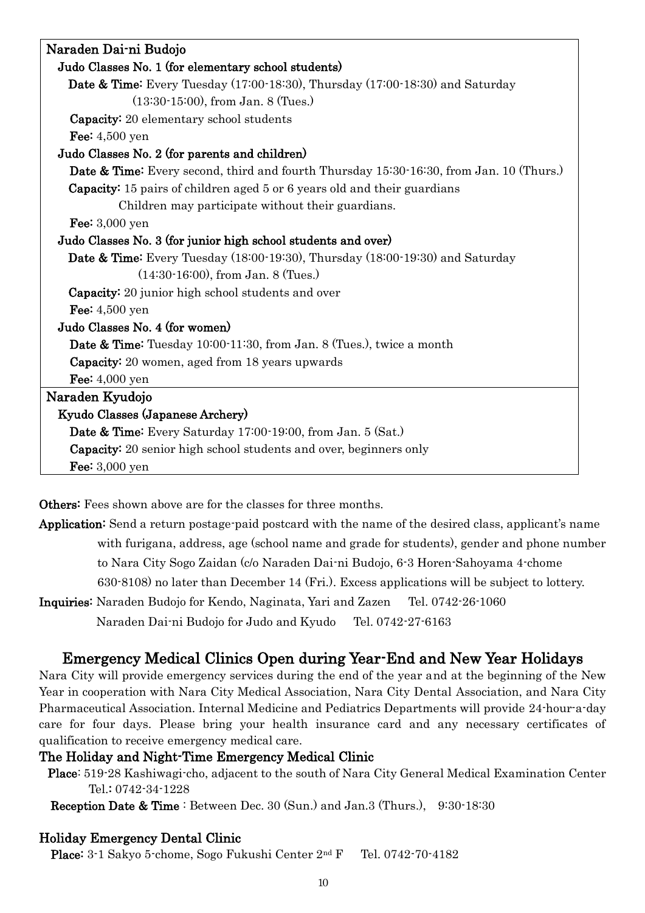**Naraden Dai-ni Budojo**

**Judo Classes No. 1 (for elementary school students)**

**Date & Time**: Every Tuesday (17:00-18:30), Thursday (17:00-18:30) and Saturday (13:30-15:00), from Jan. 8 (Tues.)

**Capacity**: 20 elementary school students

**Fee**: 4,500 yen

**Judo Classes No. 2 (for parents and children)**

**Date & Time**: Every second, third and fourth Thursday 15:30-16:30, from Jan. 10 (Thurs.)

**Capacity**: 15 pairs of children aged 5 or 6 years old and their guardians
Children may participate without their guardians.

**Fee**: 3,000 yen

**Judo Classes No. 3 (for junior high school students and over)**

**Date & Time**: Every Tuesday (18:00-19:30), Thursday (18:00-19:30) and Saturday (14:30-16:00), from Jan. 8 (Tues.)

**Capacity**: 20 junior high school students and over

**Fee**: 4,500 yen

**Judo Classes No. 4 (for women)**

**Date & Time**: Tuesday 10:00-11:30, from Jan. 8 (Tues.), twice a month

**Capacity**: 20 women, aged from 18 years upwards

**Fee**: 4,000 yen

**Naraden Kyudojo**

**Kyudo Classes (Japanese Archery)**

**Date & Time**: Every Saturday 17:00-19:00, from Jan. 5 (Sat.)

**Capacity**: 20 senior high school students and over, beginners only

**Fee**: 3,000 yen

**Others**: Fees shown above are for the classes for three months.

**Application**: Send a return postage-paid postcard with the name of the desired class, applicant's name with furigana, address, age (school name and grade for students), gender and phone number to Nara City Sogo Zaidan (c/o Naraden Dai-ni Budojo, 6-3 Horen-Sahoyama 4-chome 630-8108) no later than December 14 (Fri.). Excess applications will be subject to lottery.

**Inquiries**: Naraden Budojo for Kendo, Naginata, Yari and Zazen Tel. 0742-26-1060
Naraden Dai-ni Budojo for Judo and Kyudo Tel. 0742-27-6163

## Emergency Medical Clinics Open during Year-End and New Year Holidays

Nara City will provide emergency services during the end of the year and at the beginning of the New Year in cooperation with Nara City Medical Association, Nara City Dental Association, and Nara City Pharmaceutical Association. Internal Medicine and Pediatrics Departments will provide 24-hour-a-day care for four days. Please bring your health insurance card and any necessary certificates of qualification to receive emergency medical care.

### The Holiday and Night-Time Emergency Medical Clinic

**Place**: 519-28 Kashiwagi-cho, adjacent to the south of Nara City General Medical Examination Center
Tel.: 0742-34-1228

**Reception Date & Time** : Between Dec. 30 (Sun.) and Jan.3 (Thurs.), 9:30-18:30

### Holiday Emergency Dental Clinic

**Place**: 3-1 Sakyo 5-chome, Sogo Fukushi Center 2nd F Tel. 0742-70-4182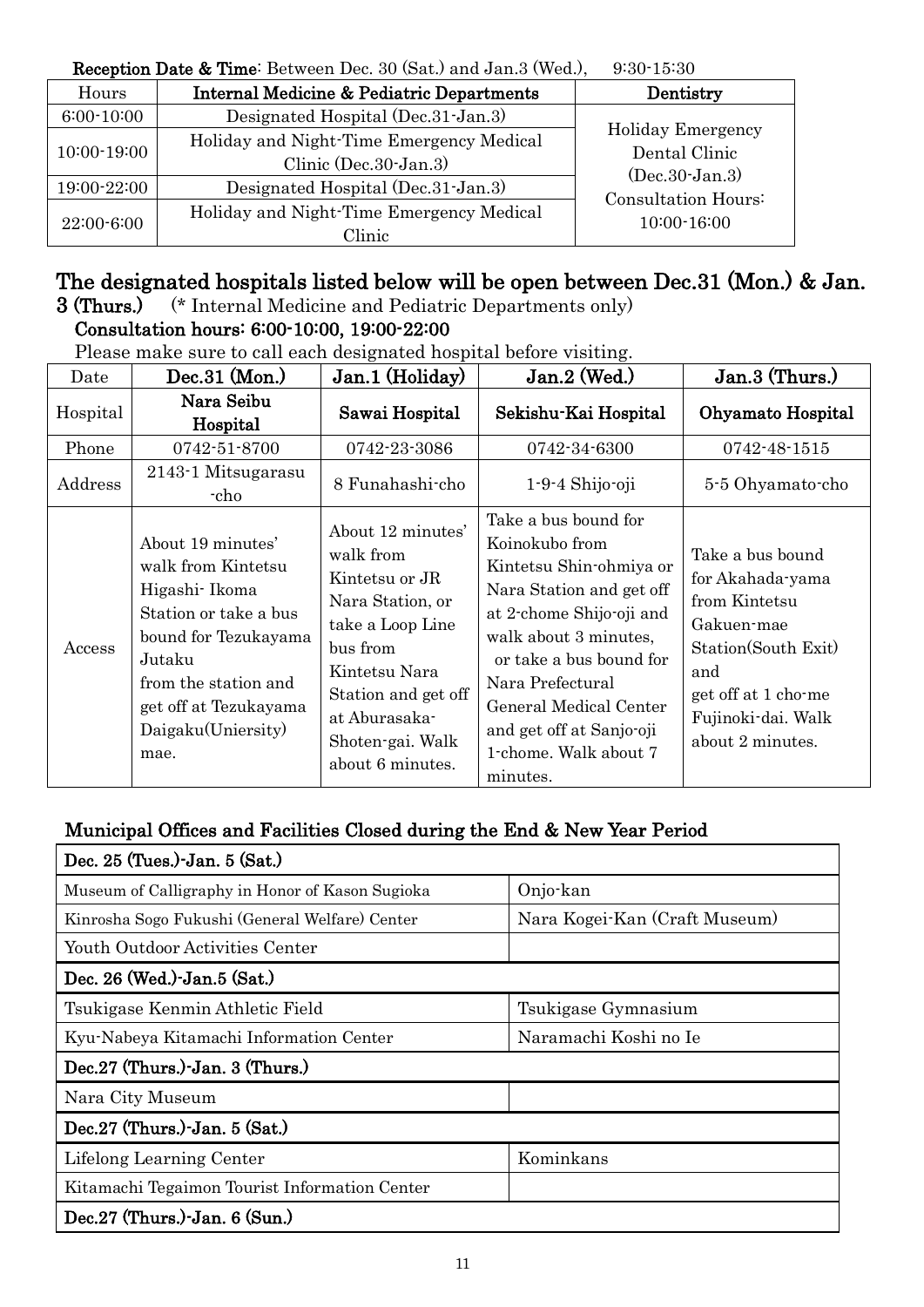**Reception Date & Time**: Between Dec. 30 (Sat.) and Jan.3 (Wed.), 9:30-15:30

| Hours | **Internal Medicine & Pediatric Departments** | **Dentistry** |
|---|---|---|
| 6:00-10:00 | Designated Hospital (Dec.31-Jan.3) | Holiday Emergency Dental Clinic (Dec.30-Jan.3) Consultation Hours: 10:00-16:00 |
| 10:00-19:00 | Holiday and Night-Time Emergency Medical Clinic (Dec.30-Jan.3) | |
| 19:00-22:00 | Designated Hospital (Dec.31-Jan.3) | |
| 22:00-6:00 | Holiday and Night-Time Emergency Medical Clinic | |

## The designated hospitals listed below will be open between Dec.31 (Mon.) & Jan. 3 (Thurs.)

(* Internal Medicine and Pediatric Departments only)

**Consultation hours: 6:00-10:00, 19:00-22:00**

Please make sure to call each designated hospital before visiting.

| Date | **Dec.31 (Mon.)** | **Jan.1 (Holiday)** | **Jan.2 (Wed.)** | **Jan.3 (Thurs.)** |
|---|---|---|---|---|
| Hospital | **Nara Seibu Hospital** | **Sawai Hospital** | **Sekishu-Kai Hospital** | **Ohyamato Hospital** |
| Phone | 0742-51-8700 | 0742-23-3086 | 0742-34-6300 | 0742-48-1515 |
| Address | 2143-1 Mitsugarasu -cho | 8 Funahashi-cho | 1-9-4 Shijo-oji | 5-5 Ohyamato-cho |
| Access | About 19 minutes' walk from Kintetsu Higashi- Ikoma Station or take a bus bound for Tezukayama Jutaku from the station and get off at Tezukayama Daigaku(Uniersity) mae. | About 12 minutes' walk from Kintetsu or JR Nara Station, or take a Loop Line bus from Kintetsu Nara Station and get off at Aburasaka-Shoten-gai. Walk about 6 minutes. | Take a bus bound for Koinokubo from Kintetsu Shin-ohmiya or Nara Station and get off at 2-chome Shijo-oji and walk about 3 minutes, or take a bus bound for Nara Prefectural General Medical Center and get off at Sanjo-oji 1-chome. Walk about 7 minutes. | Take a bus bound for Akahada-yama from Kintetsu Gakuen-mae Station(South Exit) and get off at 1 cho-me Fujinoki-dai. Walk about 2 minutes. |

## Municipal Offices and Facilities Closed during the End & New Year Period

| Dec. 25 (Tues.)-Jan. 5 (Sat.) | |
|---|---|
| Museum of Calligraphy in Honor of Kason Sugioka | Onjo-kan |
| Kinrosha Sogo Fukushi (General Welfare) Center | Nara Kogei-Kan (Craft Museum) |
| Youth Outdoor Activities Center | |
| **Dec. 26 (Wed.)-Jan.5 (Sat.)** | |
| Tsukigase Kenmin Athletic Field | Tsukigase Gymnasium |
| Kyu-Nabeya Kitamachi Information Center | Naramachi Koshi no Ie |
| **Dec.27 (Thurs.)-Jan. 3 (Thurs.)** | |
| Nara City Museum | |
| **Dec.27 (Thurs.)-Jan. 5 (Sat.)** | |
| Lifelong Learning Center | Kominkans |
| Kitamachi Tegaimon Tourist Information Center | |
| **Dec.27 (Thurs.)-Jan. 6 (Sun.)** | |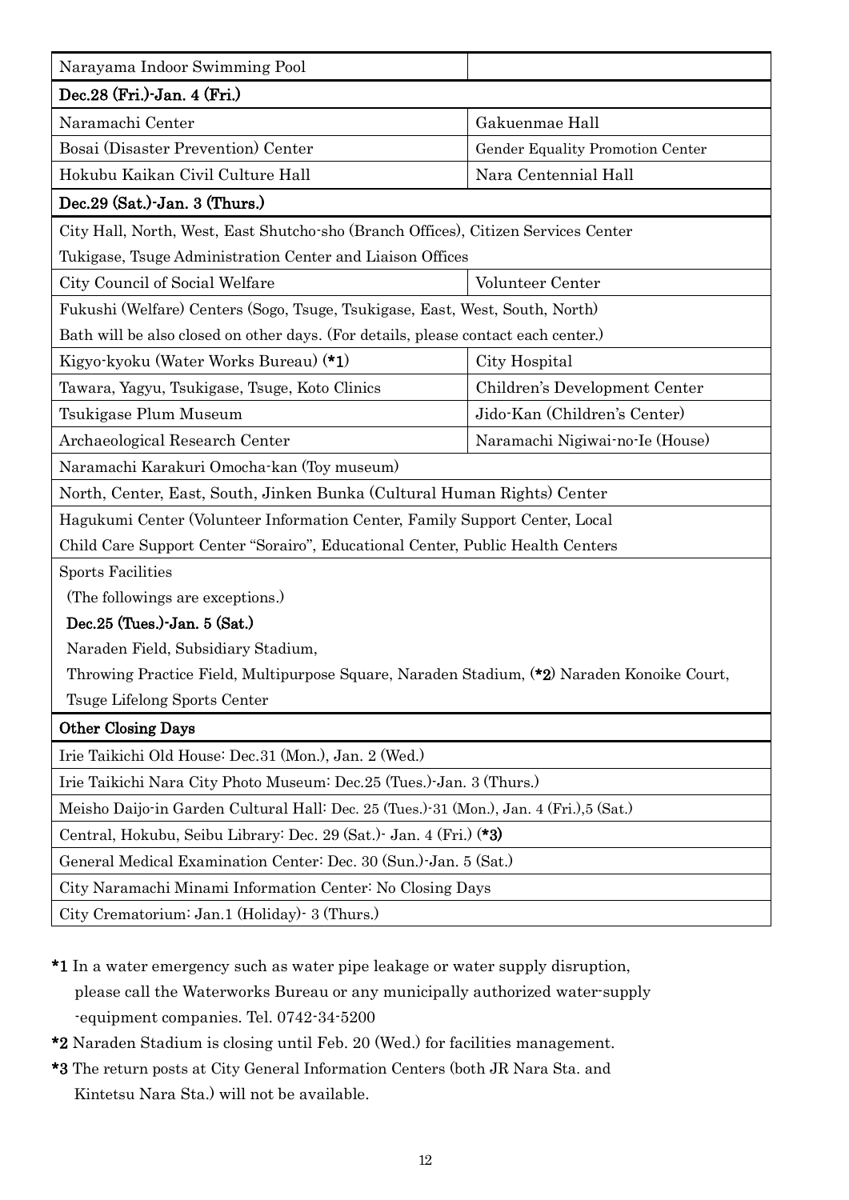| Narayama Indoor Swimming Pool | |
|---|---|
| **Dec.28 (Fri.)-Jan. 4 (Fri.)** | |
| Naramachi Center | Gakuenmae Hall |
| Bosai (Disaster Prevention) Center | Gender Equality Promotion Center |
| Hokubu Kaikan Civil Culture Hall | Nara Centennial Hall |
| **Dec.29 (Sat.)-Jan. 3 (Thurs.)** | |
| City Hall, North, West, East Shutcho-sho (Branch Offices), Citizen Services Center Tukigase, Tsuge Administration Center and Liaison Offices | |
| City Council of Social Welfare | Volunteer Center |
| Fukushi (Welfare) Centers (Sogo, Tsuge, Tsukigase, East, West, South, North) Bath will be also closed on other days. (For details, please contact each center.) | |
| Kigyo-kyoku (Water Works Bureau) (**\*1**) | City Hospital |
| Tawara, Yagyu, Tsukigase, Tsuge, Koto Clinics | Children's Development Center |
| Tsukigase Plum Museum | Jido-Kan (Children's Center) |
| Archaeological Research Center | Naramachi Nigiwai-no-Ie (House) |
| Naramachi Karakuri Omocha-kan (Toy museum) | |
| North, Center, East, South, Jinken Bunka (Cultural Human Rights) Center | |
| Hagukumi Center (Volunteer Information Center, Family Support Center, Local Child Care Support Center "Sorairo", Educational Center, Public Health Centers | |
| Sports Facilities (The followings are exceptions.) **Dec.25 (Tues.)-Jan. 5 (Sat.)** Naraden Field, Subsidiary Stadium, Throwing Practice Field, Multipurpose Square, Naraden Stadium, (**\*2**) Naraden Konoike Court, Tsuge Lifelong Sports Center | |
| **Other Closing Days** | |
| Irie Taikichi Old House: Dec.31 (Mon.), Jan. 2 (Wed.) | |
| Irie Taikichi Nara City Photo Museum: Dec.25 (Tues.)-Jan. 3 (Thurs.) | |
| Meisho Daijo-in Garden Cultural Hall: Dec. 25 (Tues.)-31 (Mon.), Jan. 4 (Fri.),5 (Sat.) | |
| Central, Hokubu, Seibu Library: Dec. 29 (Sat.)- Jan. 4 (Fri.) (**\*3**) | |
| General Medical Examination Center: Dec. 30 (Sun.)-Jan. 5 (Sat.) | |
| City Naramachi Minami Information Center: No Closing Days | |
| City Crematorium: Jan.1 (Holiday)- 3 (Thurs.) | |

**\*1** In a water emergency such as water pipe leakage or water supply disruption, please call the Waterworks Bureau or any municipally authorized water-supply -equipment companies. Tel. 0742-34-5200

**\*2** Naraden Stadium is closing until Feb. 20 (Wed.) for facilities management.

**\*3** The return posts at City General Information Centers (both JR Nara Sta. and Kintetsu Nara Sta.) will not be available.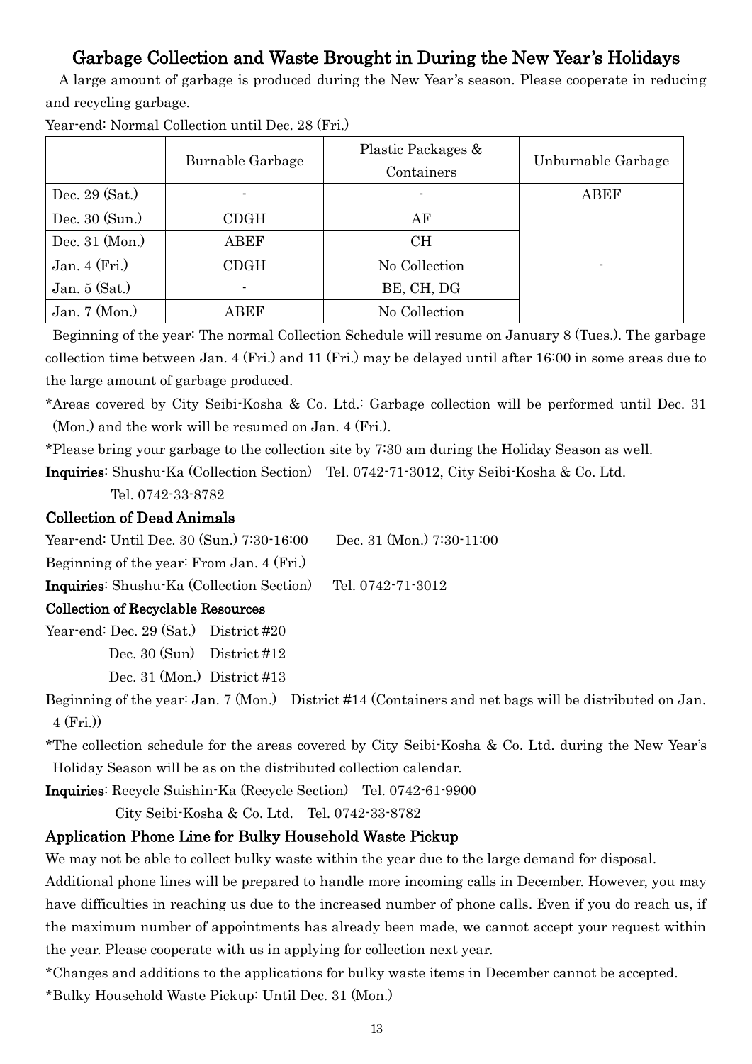## Garbage Collection and Waste Brought in During the New Year's Holidays

A large amount of garbage is produced during the New Year's season. Please cooperate in reducing and recycling garbage.

Year-end: Normal Collection until Dec. 28 (Fri.)

| | Burnable Garbage | Plastic Packages & Containers | Unburnable Garbage |
|---|---|---|---|
| Dec. 29 (Sat.) | - | - | ABEF |
| Dec. 30 (Sun.) | CDGH | AF | - |
| Dec. 31 (Mon.) | ABEF | CH | |
| Jan. 4 (Fri.) | CDGH | No Collection | |
| Jan. 5 (Sat.) | - | BE, CH, DG | |
| Jan. 7 (Mon.) | ABEF | No Collection | |

Beginning of the year: The normal Collection Schedule will resume on January 8 (Tues.). The garbage collection time between Jan. 4 (Fri.) and 11 (Fri.) may be delayed until after 16:00 in some areas due to the large amount of garbage produced.

*Areas covered by City Seibi-Kosha & Co. Ltd.: Garbage collection will be performed until Dec. 31 (Mon.) and the work will be resumed on Jan. 4 (Fri.).

*Please bring your garbage to the collection site by 7:30 am during the Holiday Season as well.

**Inquiries**: Shushu-Ka (Collection Section) Tel. 0742-71-3012, City Seibi-Kosha & Co. Ltd. Tel. 0742-33-8782

### Collection of Dead Animals

Year-end: Until Dec. 30 (Sun.) 7:30-16:00 Dec. 31 (Mon.) 7:30-11:00

Beginning of the year: From Jan. 4 (Fri.)

**Inquiries**: Shushu-Ka (Collection Section) Tel. 0742-71-3012

### Collection of Recyclable Resources

Year-end: Dec. 29 (Sat.) District #20
Dec. 30 (Sun) District #12
Dec. 31 (Mon.) District #13

Beginning of the year: Jan. 7 (Mon.) District #14 (Containers and net bags will be distributed on Jan. 4 (Fri.))

*The collection schedule for the areas covered by City Seibi-Kosha & Co. Ltd. during the New Year's Holiday Season will be as on the distributed collection calendar.

**Inquiries**: Recycle Suishin-Ka (Recycle Section) Tel. 0742-61-9900
City Seibi-Kosha & Co. Ltd. Tel. 0742-33-8782

### Application Phone Line for Bulky Household Waste Pickup

We may not be able to collect bulky waste within the year due to the large demand for disposal.

Additional phone lines will be prepared to handle more incoming calls in December. However, you may have difficulties in reaching us due to the increased number of phone calls. Even if you do reach us, if the maximum number of appointments has already been made, we cannot accept your request within the year. Please cooperate with us in applying for collection next year.

*Changes and additions to the applications for bulky waste items in December cannot be accepted.

*Bulky Household Waste Pickup: Until Dec. 31 (Mon.)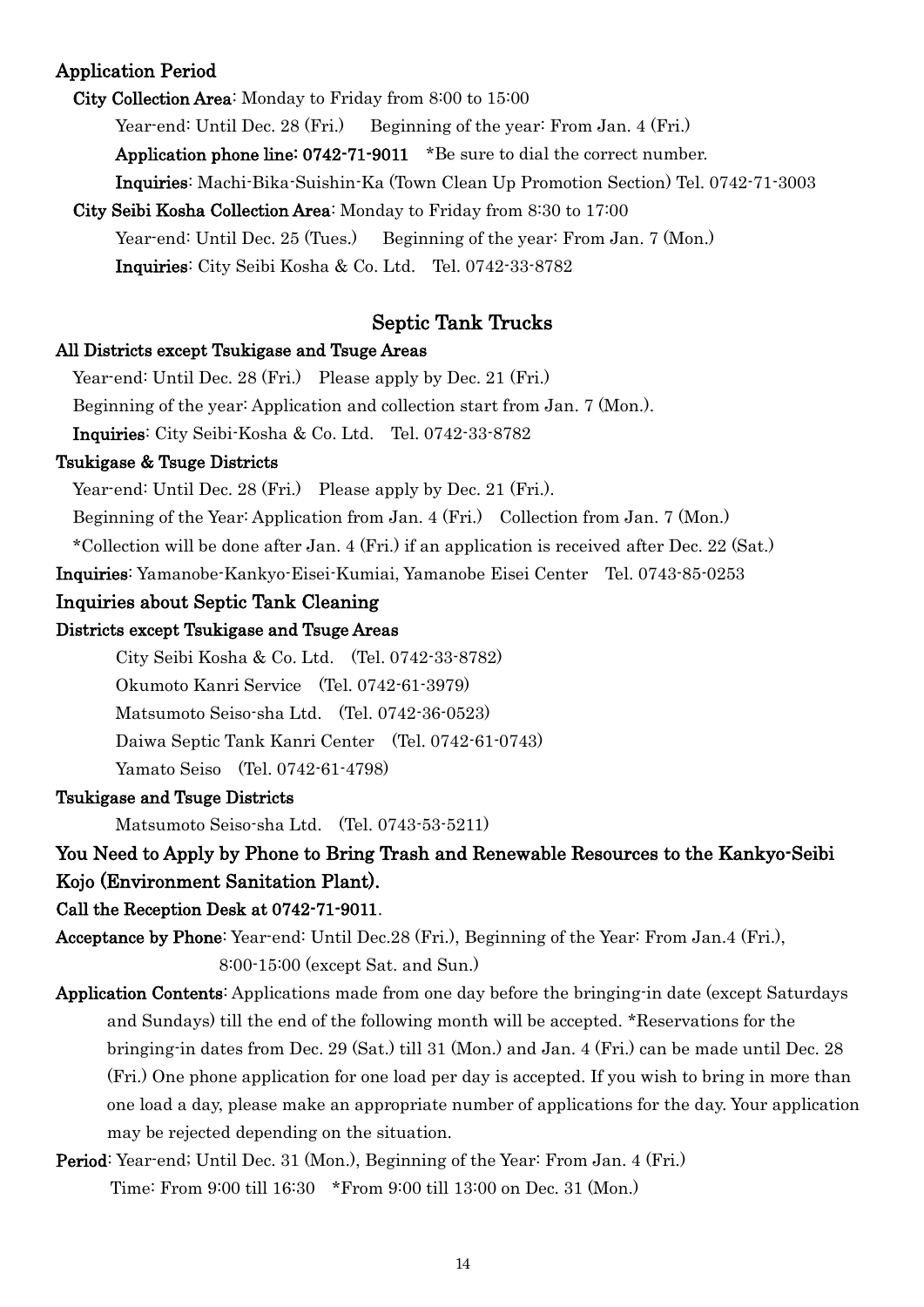### Application Period

**City Collection Area**: Monday to Friday from 8:00 to 15:00

Year-end: Until Dec. 28 (Fri.)　Beginning of the year: From Jan. 4 (Fri.)

**Application phone line: 0742-71-9011**　*Be sure to dial the correct number.

**Inquiries**: Machi-Bika-Suishin-Ka (Town Clean Up Promotion Section) Tel. 0742-71-3003

**City Seibi Kosha Collection Area**: Monday to Friday from 8:30 to 17:00

Year-end: Until Dec. 25 (Tues.)　Beginning of the year: From Jan. 7 (Mon.)

**Inquiries**: City Seibi Kosha & Co. Ltd.　Tel. 0742-33-8782

## Septic Tank Trucks

### All Districts except Tsukigase and Tsuge Areas

Year-end: Until Dec. 28 (Fri.)　Please apply by Dec. 21 (Fri.)

Beginning of the year: Application and collection start from Jan. 7 (Mon.).

**Inquiries**: City Seibi-Kosha & Co. Ltd.　Tel. 0742-33-8782

### Tsukigase & Tsuge Districts

Year-end: Until Dec. 28 (Fri.)　Please apply by Dec. 21 (Fri.).

Beginning of the Year: Application from Jan. 4 (Fri.)　Collection from Jan. 7 (Mon.)

*Collection will be done after Jan. 4 (Fri.) if an application is received after Dec. 22 (Sat.)

**Inquiries**: Yamanobe-Kankyo-Eisei-Kumiai, Yamanobe Eisei Center　Tel. 0743-85-0253

### Inquiries about Septic Tank Cleaning

**Districts except Tsukigase and Tsuge Areas**

City Seibi Kosha & Co. Ltd.　(Tel. 0742-33-8782)

Okumoto Kanri Service　(Tel. 0742-61-3979)

Matsumoto Seiso-sha Ltd.　(Tel. 0742-36-0523)

Daiwa Septic Tank Kanri Center　(Tel. 0742-61-0743)

Yamato Seiso　(Tel. 0742-61-4798)

**Tsukigase and Tsuge Districts**

Matsumoto Seiso-sha Ltd.　(Tel. 0743-53-5211)

### You Need to Apply by Phone to Bring Trash and Renewable Resources to the Kankyo-Seibi Kojo (Environment Sanitation Plant).

**Call the Reception Desk at 0742-71-9011**.

**Acceptance by Phone**: Year-end: Until Dec.28 (Fri.), Beginning of the Year: From Jan.4 (Fri.), 8:00-15:00 (except Sat. and Sun.)

**Application Contents**: Applications made from one day before the bringing-in date (except Saturdays and Sundays) till the end of the following month will be accepted. *Reservations for the bringing-in dates from Dec. 29 (Sat.) till 31 (Mon.) and Jan. 4 (Fri.) can be made until Dec. 28 (Fri.) One phone application for one load per day is accepted. If you wish to bring in more than one load a day, please make an appropriate number of applications for the day. Your application may be rejected depending on the situation.

**Period**: Year-end; Until Dec. 31 (Mon.), Beginning of the Year: From Jan. 4 (Fri.)

Time: From 9:00 till 16:30　*From 9:00 till 13:00 on Dec. 31 (Mon.)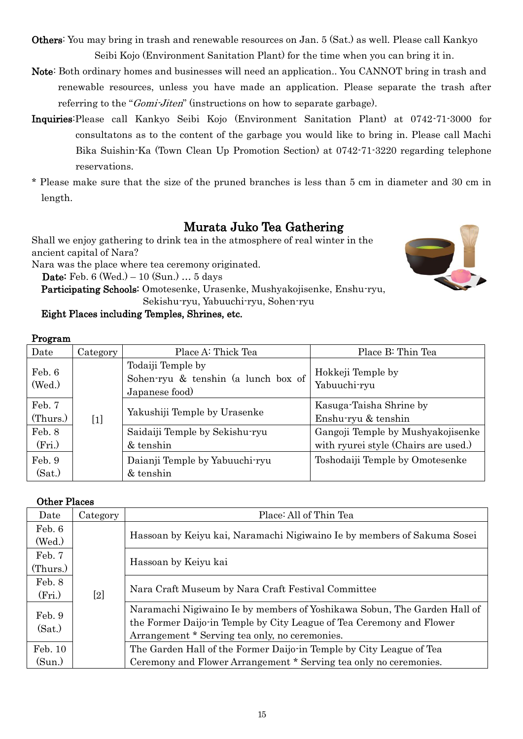**Others**: You may bring in trash and renewable resources on Jan. 5 (Sat.) as well. Please call Kankyo Seibi Kojo (Environment Sanitation Plant) for the time when you can bring it in.

**Note**: Both ordinary homes and businesses will need an application.. You CANNOT bring in trash and renewable resources, unless you have made an application. Please separate the trash after referring to the "*Gomi-Jiten*" (instructions on how to separate garbage).

**Inquiries**:Please call Kankyo Seibi Kojo (Environment Sanitation Plant) at 0742-71-3000 for consultatons as to the content of the garbage you would like to bring in. Please call Machi Bika Suishin-Ka (Town Clean Up Promotion Section) at 0742-71-3220 regarding telephone reservations.

* Please make sure that the size of the pruned branches is less than 5 cm in diameter and 30 cm in length.

## Murata Juko Tea Gathering

Shall we enjoy gathering to drink tea in the atmosphere of real winter in the ancient capital of Nara?
Nara was the place where tea ceremony originated.

**Date**: Feb. 6 (Wed.) – 10 (Sun.) … 5 days
**Participating Schools**: Omotesenke, Urasenke, Mushyakojisenke, Enshu-ryu, Sekishu-ryu, Yabuuchi-ryu, Sohen-ryu
**Eight Places including Temples, Shrines, etc.**

**Program**

| Date | Category | Place A: Thick Tea | Place B: Thin Tea |
|---|---|---|---|
| Feb. 6 (Wed.) | [1] | Todaiji Temple by Sohen-ryu & tenshin (a lunch box of Japanese food) | Hokkeji Temple by Yabuuchi-ryu |
| Feb. 7 (Thurs.) | | Yakushiji Temple by Urasenke | Kasuga-Taisha Shrine by Enshu-ryu & tenshin |
| Feb. 8 (Fri.) | | Saidaiji Temple by Sekishu-ryu & tenshin | Gangoji Temple by Mushyakojisenke with ryurei style (Chairs are used.) |
| Feb. 9 (Sat.) | | Daianji Temple by Yabuuchi-ryu & tenshin | Toshodaiji Temple by Omotesenke |

**Other Places**

| Date | Category | Place: All of Thin Tea |
|---|---|---|
| Feb. 6 (Wed.) | [2] | Hassoan by Keiyu kai, Naramachi Nigiwaino Ie by members of Sakuma Sosei |
| Feb. 7 (Thurs.) | | Hassoan by Keiyu kai |
| Feb. 8 (Fri.) | | Nara Craft Museum by Nara Craft Festival Committee |
| Feb. 9 (Sat.) | | Naramachi Nigiwaino Ie by members of Yoshikawa Sobun, The Garden Hall of the Former Daijo-in Temple by City League of Tea Ceremony and Flower Arrangement * Serving tea only, no ceremonies. |
| Feb. 10 (Sun.) | | The Garden Hall of the Former Daijo-in Temple by City League of Tea Ceremony and Flower Arrangement * Serving tea only no ceremonies. |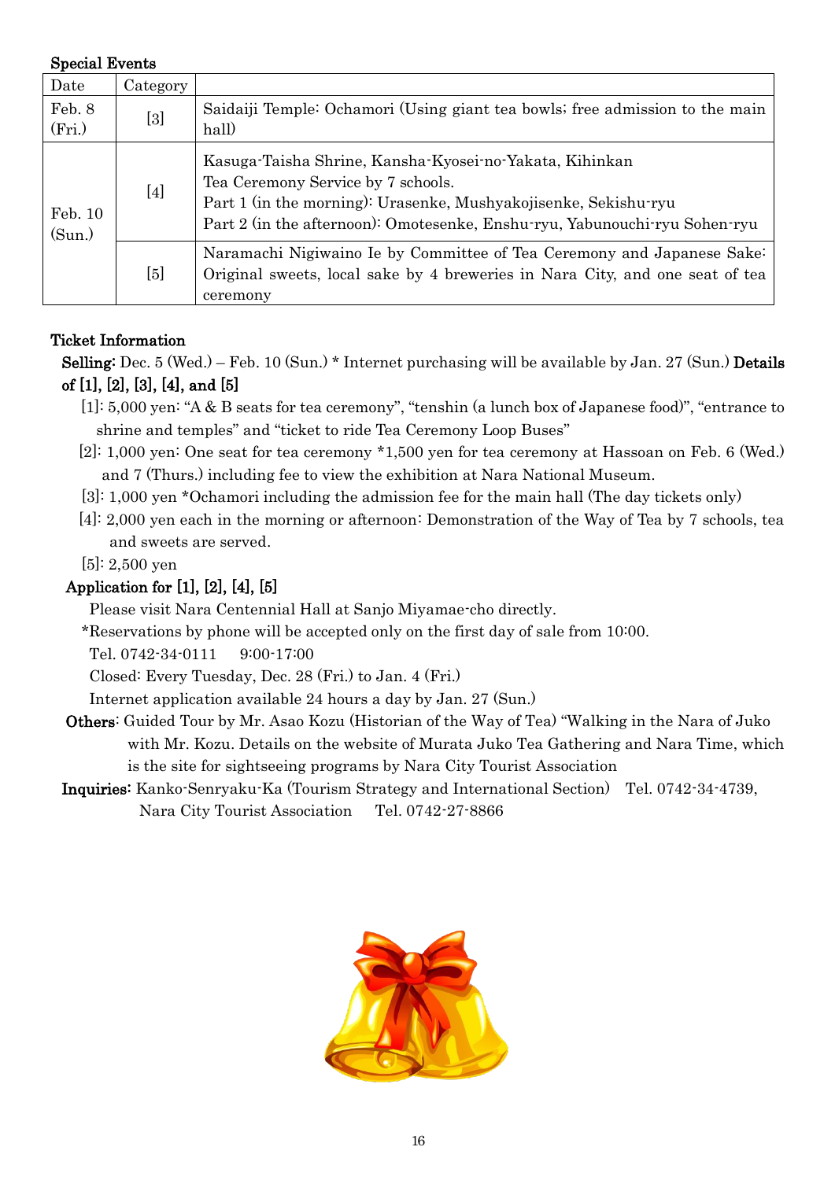**Special Events**

| Date | Category | |
|---|---|---|
| Feb. 8 (Fri.) | [3] | Saidaiji Temple: Ochamori (Using giant tea bowls; free admission to the main hall) |
| Feb. 10 (Sun.) | [4] | Kasuga-Taisha Shrine, Kansha-Kyosei-no-Yakata, Kihinkan<br>Tea Ceremony Service by 7 schools.<br>Part 1 (in the morning): Urasenke, Mushyakojisenke, Sekishu-ryu<br>Part 2 (in the afternoon): Omotesenke, Enshu-ryu, Yabunouchi-ryu Sohen-ryu |
| | [5] | Naramachi Nigiwaino Ie by Committee of Tea Ceremony and Japanese Sake: Original sweets, local sake by 4 breweries in Nara City, and one seat of tea ceremony |

**Ticket Information**

**Selling:** Dec. 5 (Wed.) – Feb. 10 (Sun.) * Internet purchasing will be available by Jan. 27 (Sun.) **Details of [1], [2], [3], [4], and [5]**

[1]: 5,000 yen: "A & B seats for tea ceremony", "tenshin (a lunch box of Japanese food)", "entrance to shrine and temples" and "ticket to ride Tea Ceremony Loop Buses"

[2]: 1,000 yen: One seat for tea ceremony *1,500 yen for tea ceremony at Hassoan on Feb. 6 (Wed.) and 7 (Thurs.) including fee to view the exhibition at Nara National Museum.

[3]: 1,000 yen *Ochamori including the admission fee for the main hall (The day tickets only)

[4]: 2,000 yen each in the morning or afternoon: Demonstration of the Way of Tea by 7 schools, tea and sweets are served.

[5]: 2,500 yen

**Application for [1], [2], [4], [5]**

Please visit Nara Centennial Hall at Sanjo Miyamae-cho directly.

*Reservations by phone will be accepted only on the first day of sale from 10:00.

Tel. 0742-34-0111 9:00-17:00

Closed: Every Tuesday, Dec. 28 (Fri.) to Jan. 4 (Fri.)

Internet application available 24 hours a day by Jan. 27 (Sun.)

**Others**: Guided Tour by Mr. Asao Kozu (Historian of the Way of Tea) "Walking in the Nara of Juko with Mr. Kozu. Details on the website of Murata Juko Tea Gathering and Nara Time, which is the site for sightseeing programs by Nara City Tourist Association

**Inquiries:** Kanko-Senryaku-Ka (Tourism Strategy and International Section) Tel. 0742-34-4739, Nara City Tourist Association Tel. 0742-27-8866